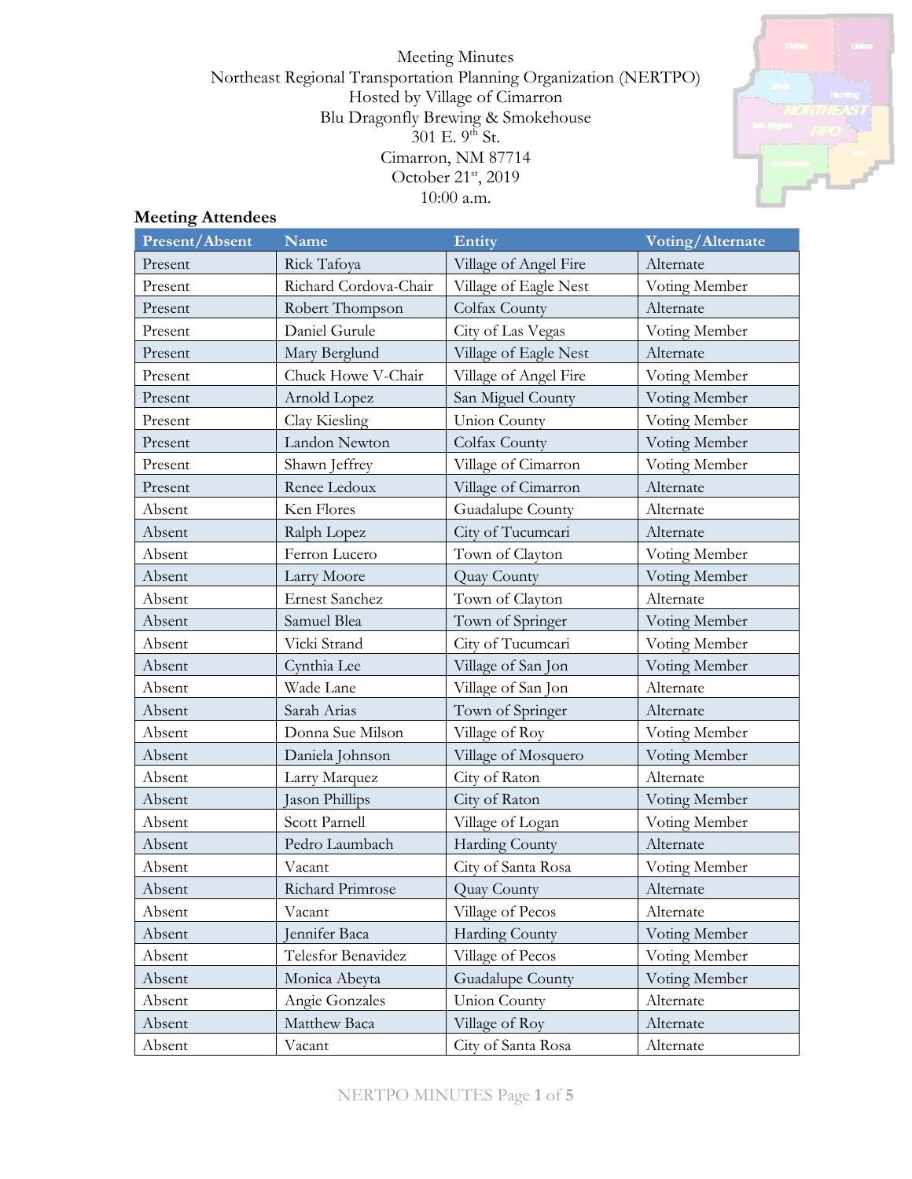Meeting Minutes
Northeast Regional Transportation Planning Organization (NERTPO)
Hosted by Village of Cimarron
Blu Dragonfly Brewing & Smokehouse
301 E. 9th St.
Cimarron, NM 87714
October 21st, 2019
10:00 a.m.

## Meeting Attendees

| Present/Absent | Name | Entity | Voting/Alternate |
|---|---|---|---|
| Present | Rick Tafoya | Village of Angel Fire | Alternate |
| Present | Richard Cordova-Chair | Village of Eagle Nest | Voting Member |
| Present | Robert Thompson | Colfax County | Alternate |
| Present | Daniel Gurule | City of Las Vegas | Voting Member |
| Present | Mary Berglund | Village of Eagle Nest | Alternate |
| Present | Chuck Howe V-Chair | Village of Angel Fire | Voting Member |
| Present | Arnold Lopez | San Miguel County | Voting Member |
| Present | Clay Kiesling | Union County | Voting Member |
| Present | Landon Newton | Colfax County | Voting Member |
| Present | Shawn Jeffrey | Village of Cimarron | Voting Member |
| Present | Renee Ledoux | Village of Cimarron | Alternate |
| Absent | Ken Flores | Guadalupe County | Alternate |
| Absent | Ralph Lopez | City of Tucumcari | Alternate |
| Absent | Ferron Lucero | Town of Clayton | Voting Member |
| Absent | Larry Moore | Quay County | Voting Member |
| Absent | Ernest Sanchez | Town of Clayton | Alternate |
| Absent | Samuel Blea | Town of Springer | Voting Member |
| Absent | Vicki Strand | City of Tucumcari | Voting Member |
| Absent | Cynthia Lee | Village of San Jon | Voting Member |
| Absent | Wade Lane | Village of San Jon | Alternate |
| Absent | Sarah Arias | Town of Springer | Alternate |
| Absent | Donna Sue Milson | Village of Roy | Voting Member |
| Absent | Daniela Johnson | Village of Mosquero | Voting Member |
| Absent | Larry Marquez | City of Raton | Alternate |
| Absent | Jason Phillips | City of Raton | Voting Member |
| Absent | Scott Parnell | Village of Logan | Voting Member |
| Absent | Pedro Laumbach | Harding County | Alternate |
| Absent | Vacant | City of Santa Rosa | Voting Member |
| Absent | Richard Primrose | Quay County | Alternate |
| Absent | Vacant | Village of Pecos | Alternate |
| Absent | Jennifer Baca | Harding County | Voting Member |
| Absent | Telesfor Benavidez | Village of Pecos | Voting Member |
| Absent | Monica Abeyta | Guadalupe County | Voting Member |
| Absent | Angie Gonzales | Union County | Alternate |
| Absent | Matthew Baca | Village of Roy | Alternate |
| Absent | Vacant | City of Santa Rosa | Alternate |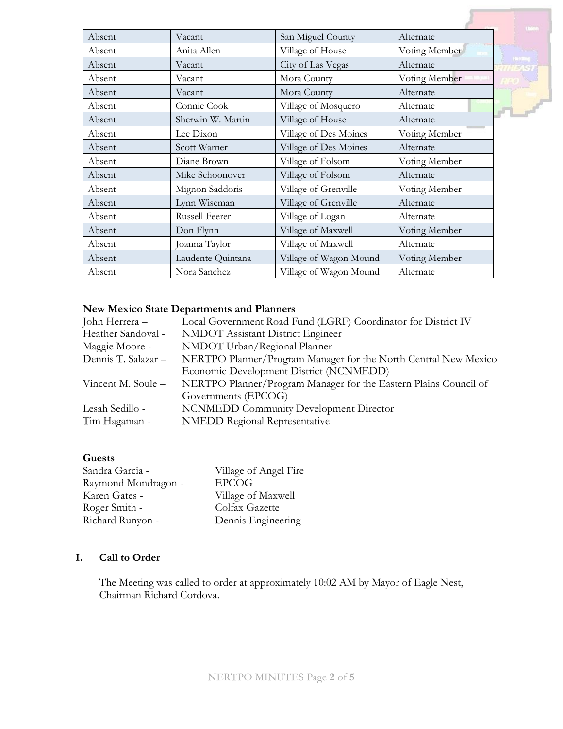| Absent | Vacant | San Miguel County | Alternate |
|---|---|---|---|
| Absent | Anita Allen | Village of House | Voting Member |
| Absent | Vacant | City of Las Vegas | Alternate |
| Absent | Vacant | Mora County | Voting Member |
| Absent | Vacant | Mora County | Alternate |
| Absent | Connie Cook | Village of Mosquero | Alternate |
| Absent | Sherwin W. Martin | Village of House | Alternate |
| Absent | Lee Dixon | Village of Des Moines | Voting Member |
| Absent | Scott Warner | Village of Des Moines | Alternate |
| Absent | Diane Brown | Village of Folsom | Voting Member |
| Absent | Mike Schoonover | Village of Folsom | Alternate |
| Absent | Mignon Saddoris | Village of Grenville | Voting Member |
| Absent | Lynn Wiseman | Village of Grenville | Alternate |
| Absent | Russell Feerer | Village of Logan | Alternate |
| Absent | Don Flynn | Village of Maxwell | Voting Member |
| Absent | Joanna Taylor | Village of Maxwell | Alternate |
| Absent | Laudente Quintana | Village of Wagon Mound | Voting Member |
| Absent | Nora Sanchez | Village of Wagon Mound | Alternate |

**New Mexico State Departments and Planners**

John Herrera – Local Government Road Fund (LGRF) Coordinator for District IV
Heather Sandoval - NMDOT Assistant District Engineer
Maggie Moore - NMDOT Urban/Regional Planner
Dennis T. Salazar – NERTPO Planner/Program Manager for the North Central New Mexico Economic Development District (NCNMEDD)
Vincent M. Soule – NERTPO Planner/Program Manager for the Eastern Plains Council of Governments (EPCOG)
Lesah Sedillo - NCNMEDD Community Development Director
Tim Hagaman - NMEDD Regional Representative

**Guests**

Sandra Garcia - Village of Angel Fire
Raymond Mondragon - EPCOG
Karen Gates - Village of Maxwell
Roger Smith - Colfax Gazette
Richard Runyon - Dennis Engineering

## I. Call to Order

The Meeting was called to order at approximately 10:02 AM by Mayor of Eagle Nest, Chairman Richard Cordova.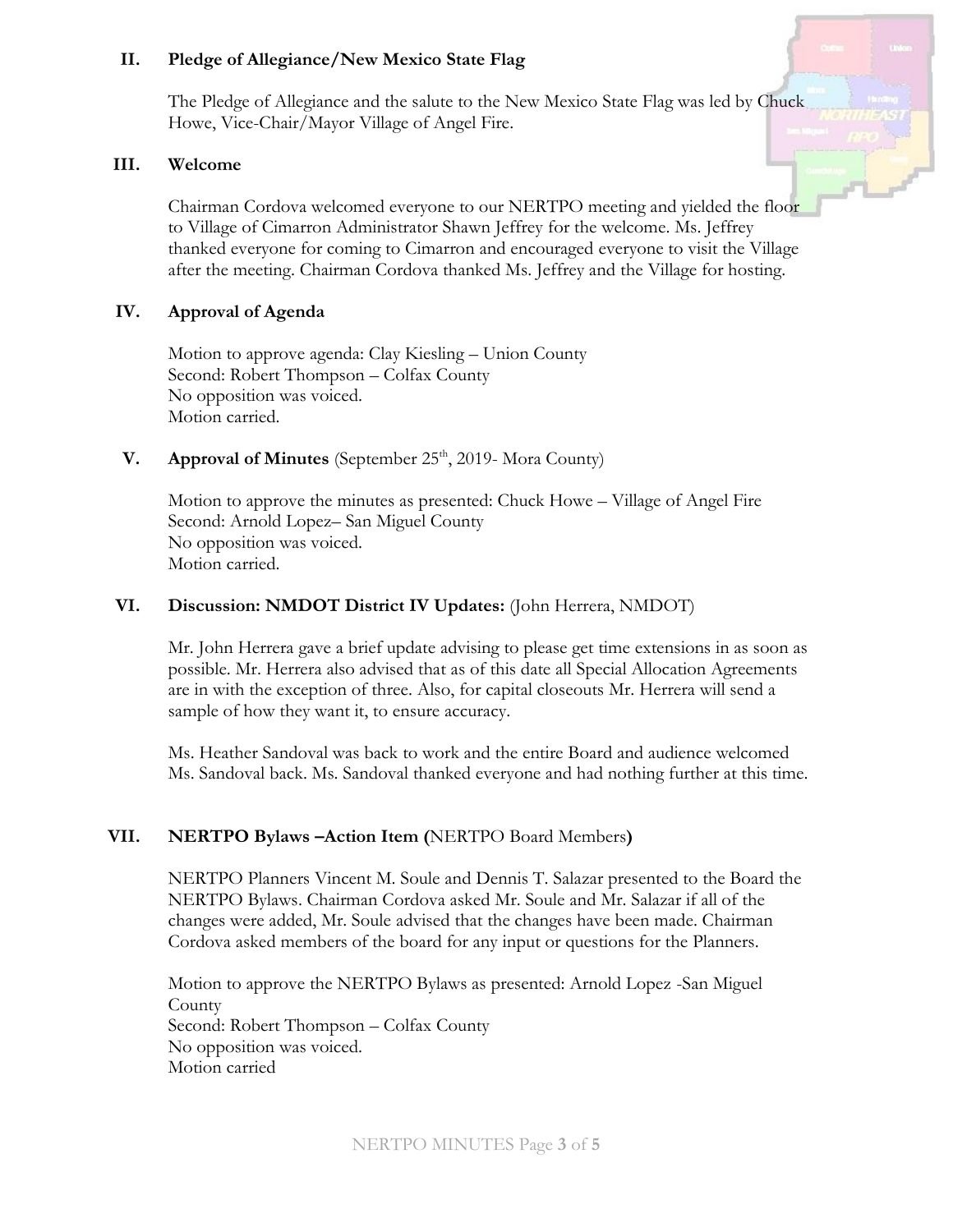## II. Pledge of Allegiance/New Mexico State Flag

The Pledge of Allegiance and the salute to the New Mexico State Flag was led by Chuck Howe, Vice-Chair/Mayor Village of Angel Fire.

## III. Welcome

Chairman Cordova welcomed everyone to our NERTPO meeting and yielded the floor to Village of Cimarron Administrator Shawn Jeffrey for the welcome. Ms. Jeffrey thanked everyone for coming to Cimarron and encouraged everyone to visit the Village after the meeting. Chairman Cordova thanked Ms. Jeffrey and the Village for hosting.

## IV. Approval of Agenda

Motion to approve agenda: Clay Kiesling – Union County
Second: Robert Thompson – Colfax County
No opposition was voiced.
Motion carried.

## V. Approval of Minutes (September 25th, 2019- Mora County)

Motion to approve the minutes as presented: Chuck Howe – Village of Angel Fire
Second: Arnold Lopez– San Miguel County
No opposition was voiced.
Motion carried.

## VI. Discussion: NMDOT District IV Updates: (John Herrera, NMDOT)

Mr. John Herrera gave a brief update advising to please get time extensions in as soon as possible. Mr. Herrera also advised that as of this date all Special Allocation Agreements are in with the exception of three. Also, for capital closeouts Mr. Herrera will send a sample of how they want it, to ensure accuracy.

Ms. Heather Sandoval was back to work and the entire Board and audience welcomed Ms. Sandoval back. Ms. Sandoval thanked everyone and had nothing further at this time.

## VII. NERTPO Bylaws –Action Item (NERTPO Board Members)

NERTPO Planners Vincent M. Soule and Dennis T. Salazar presented to the Board the NERTPO Bylaws. Chairman Cordova asked Mr. Soule and Mr. Salazar if all of the changes were added, Mr. Soule advised that the changes have been made. Chairman Cordova asked members of the board for any input or questions for the Planners.

Motion to approve the NERTPO Bylaws as presented: Arnold Lopez -San Miguel County
Second: Robert Thompson – Colfax County
No opposition was voiced.
Motion carried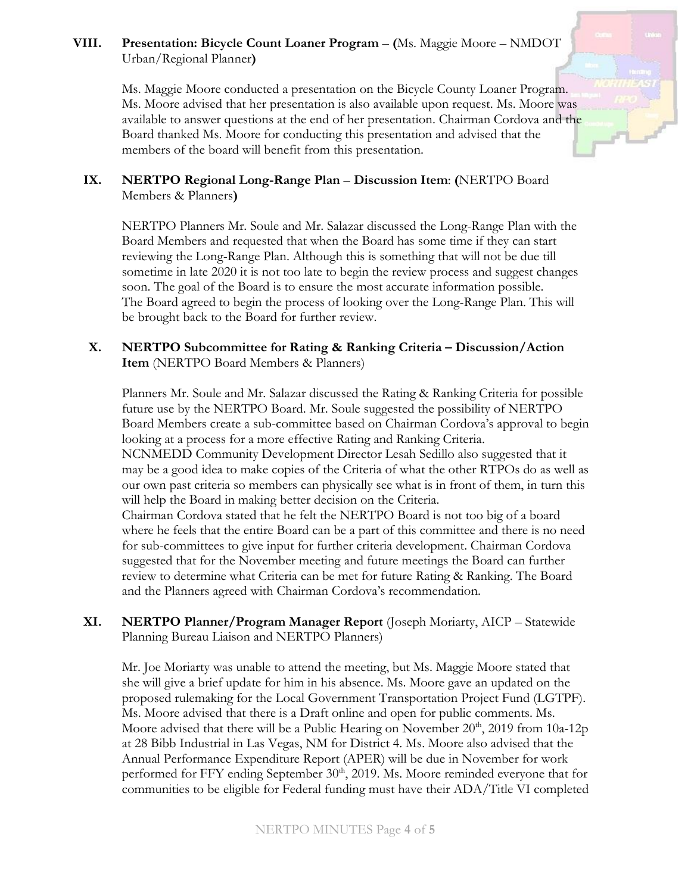**VIII. Presentation: Bicycle Count Loaner Program** – **(**Ms. Maggie Moore – NMDOT Urban/Regional Planner**)**

Ms. Maggie Moore conducted a presentation on the Bicycle County Loaner Program. Ms. Moore advised that her presentation is also available upon request. Ms. Moore was available to answer questions at the end of her presentation. Chairman Cordova and the Board thanked Ms. Moore for conducting this presentation and advised that the members of the board will benefit from this presentation.

**IX. NERTPO Regional Long-Range Plan** – **Discussion Item**: **(**NERTPO Board Members & Planners**)**

NERTPO Planners Mr. Soule and Mr. Salazar discussed the Long-Range Plan with the Board Members and requested that when the Board has some time if they can start reviewing the Long-Range Plan. Although this is something that will not be due till sometime in late 2020 it is not too late to begin the review process and suggest changes soon. The goal of the Board is to ensure the most accurate information possible. The Board agreed to begin the process of looking over the Long-Range Plan. This will be brought back to the Board for further review.

**X. NERTPO Subcommittee for Rating & Ranking Criteria – Discussion/Action Item** (NERTPO Board Members & Planners)

Planners Mr. Soule and Mr. Salazar discussed the Rating & Ranking Criteria for possible future use by the NERTPO Board. Mr. Soule suggested the possibility of NERTPO Board Members create a sub-committee based on Chairman Cordova's approval to begin looking at a process for a more effective Rating and Ranking Criteria.
NCNMEDD Community Development Director Lesah Sedillo also suggested that it may be a good idea to make copies of the Criteria of what the other RTPOs do as well as our own past criteria so members can physically see what is in front of them, in turn this will help the Board in making better decision on the Criteria.
Chairman Cordova stated that he felt the NERTPO Board is not too big of a board where he feels that the entire Board can be a part of this committee and there is no need for sub-committees to give input for further criteria development. Chairman Cordova suggested that for the November meeting and future meetings the Board can further review to determine what Criteria can be met for future Rating & Ranking. The Board and the Planners agreed with Chairman Cordova's recommendation.

**XI. NERTPO Planner/Program Manager Report** (Joseph Moriarty, AICP – Statewide Planning Bureau Liaison and NERTPO Planners)

Mr. Joe Moriarty was unable to attend the meeting, but Ms. Maggie Moore stated that she will give a brief update for him in his absence. Ms. Moore gave an updated on the proposed rulemaking for the Local Government Transportation Project Fund (LGTPF). Ms. Moore advised that there is a Draft online and open for public comments. Ms. Moore advised that there will be a Public Hearing on November 20th, 2019 from 10a-12p at 28 Bibb Industrial in Las Vegas, NM for District 4. Ms. Moore also advised that the Annual Performance Expenditure Report (APER) will be due in November for work performed for FFY ending September 30th, 2019. Ms. Moore reminded everyone that for communities to be eligible for Federal funding must have their ADA/Title VI completed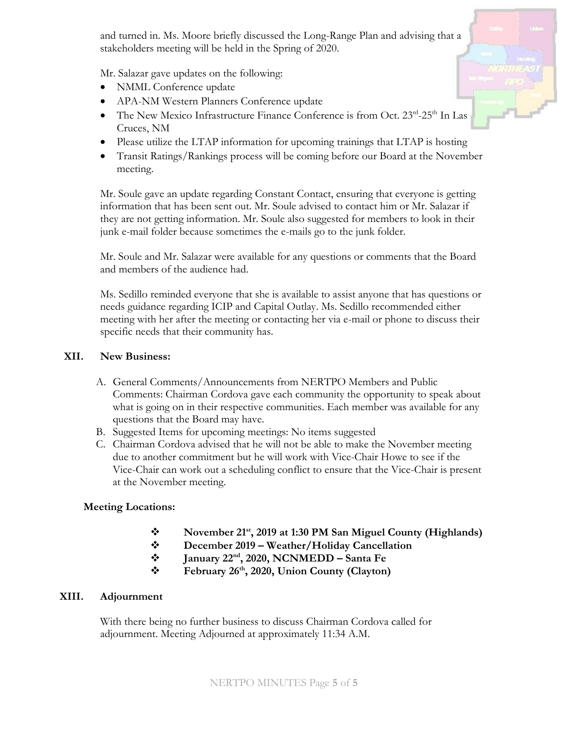and turned in. Ms. Moore briefly discussed the Long-Range Plan and advising that a stakeholders meeting will be held in the Spring of 2020.

Mr. Salazar gave updates on the following:

- NMML Conference update
- APA-NM Western Planners Conference update
- The New Mexico Infrastructure Finance Conference is from Oct. 23rd-25th In Las Cruces, NM
- Please utilize the LTAP information for upcoming trainings that LTAP is hosting
- Transit Ratings/Rankings process will be coming before our Board at the November meeting.

Mr. Soule gave an update regarding Constant Contact, ensuring that everyone is getting information that has been sent out. Mr. Soule advised to contact him or Mr. Salazar if they are not getting information. Mr. Soule also suggested for members to look in their junk e-mail folder because sometimes the e-mails go to the junk folder.

Mr. Soule and Mr. Salazar were available for any questions or comments that the Board and members of the audience had.

Ms. Sedillo reminded everyone that she is available to assist anyone that has questions or needs guidance regarding ICIP and Capital Outlay. Ms. Sedillo recommended either meeting with her after the meeting or contacting her via e-mail or phone to discuss their specific needs that their community has.

## XII. New Business:

A. General Comments/Announcements from NERTPO Members and Public Comments: Chairman Cordova gave each community the opportunity to speak about what is going on in their respective communities. Each member was available for any questions that the Board may have.

B. Suggested Items for upcoming meetings: No items suggested

C. Chairman Cordova advised that he will not be able to make the November meeting due to another commitment but he will work with Vice-Chair Howe to see if the Vice-Chair can work out a scheduling conflict to ensure that the Vice-Chair is present at the November meeting.

**Meeting Locations:**

- **November 21st, 2019 at 1:30 PM San Miguel County (Highlands)**
- **December 2019 – Weather/Holiday Cancellation**
- **January 22nd, 2020, NCNMEDD – Santa Fe**
- **February 26th, 2020, Union County (Clayton)**

## XIII. Adjournment

With there being no further business to discuss Chairman Cordova called for adjournment. Meeting Adjourned at approximately 11:34 A.M.